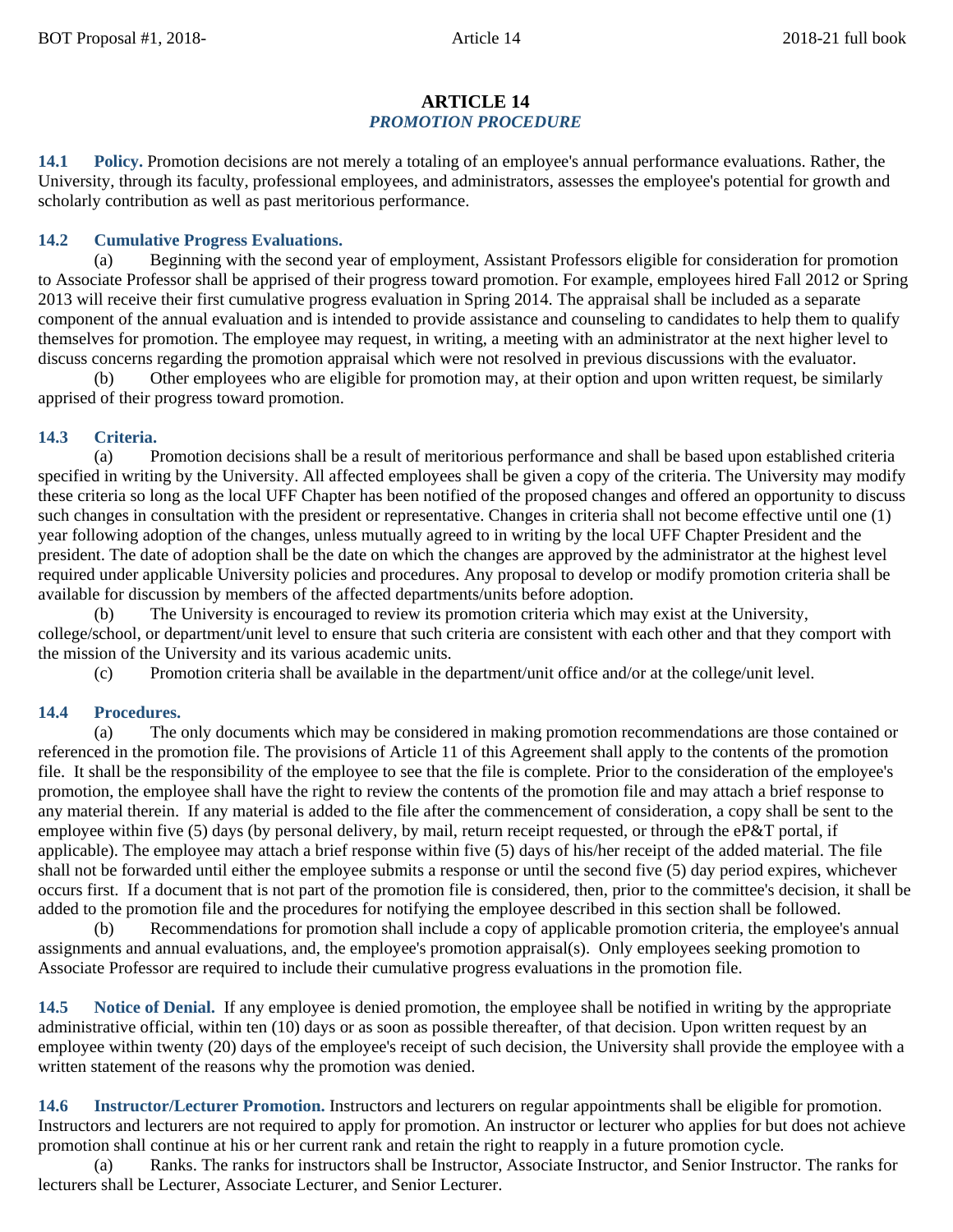# ARTICLE 14

## *PROMOTION PROCEDURE*

**14.1 Policy.** Promotion decisions are not merely a totaling of an employee's annual performance evaluations. Rather, the University, through its faculty, professional employees, and administrators, assesses the employee's potential for growth and scholarly contribution as well as past meritorious performance.

**14.2 Cumulative Progress Evaluations.**

(a) Beginning with the second year of employment, Assistant Professors eligible for consideration for promotion to Associate Professor shall be apprised of their progress toward promotion. For example, employees hired Fall 2012 or Spring 2013 will receive their first cumulative progress evaluation in Spring 2014. The appraisal shall be included as a separate component of the annual evaluation and is intended to provide assistance and counseling to candidates to help them to qualify themselves for promotion. The employee may request, in writing, a meeting with an administrator at the next higher level to discuss concerns regarding the promotion appraisal which were not resolved in previous discussions with the evaluator.

(b) Other employees who are eligible for promotion may, at their option and upon written request, be similarly apprised of their progress toward promotion.

**14.3 Criteria.**

(a) Promotion decisions shall be a result of meritorious performance and shall be based upon established criteria specified in writing by the University. All affected employees shall be given a copy of the criteria. The University may modify these criteria so long as the local UFF Chapter has been notified of the proposed changes and offered an opportunity to discuss such changes in consultation with the president or representative. Changes in criteria shall not become effective until one (1) year following adoption of the changes, unless mutually agreed to in writing by the local UFF Chapter President and the president. The date of adoption shall be the date on which the changes are approved by the administrator at the highest level required under applicable University policies and procedures. Any proposal to develop or modify promotion criteria shall be available for discussion by members of the affected departments/units before adoption.

(b) The University is encouraged to review its promotion criteria which may exist at the University, college/school, or department/unit level to ensure that such criteria are consistent with each other and that they comport with the mission of the University and its various academic units.

(c) Promotion criteria shall be available in the department/unit office and/or at the college/unit level.

**14.4 Procedures.**

(a) The only documents which may be considered in making promotion recommendations are those contained or referenced in the promotion file. The provisions of Article 11 of this Agreement shall apply to the contents of the promotion file. It shall be the responsibility of the employee to see that the file is complete. Prior to the consideration of the employee's promotion, the employee shall have the right to review the contents of the promotion file and may attach a brief response to any material therein. If any material is added to the file after the commencement of consideration, a copy shall be sent to the employee within five (5) days (by personal delivery, by mail, return receipt requested, or through the eP&T portal, if applicable). The employee may attach a brief response within five (5) days of his/her receipt of the added material. The file shall not be forwarded until either the employee submits a response or until the second five (5) day period expires, whichever occurs first. If a document that is not part of the promotion file is considered, then, prior to the committee's decision, it shall be added to the promotion file and the procedures for notifying the employee described in this section shall be followed.

(b) Recommendations for promotion shall include a copy of applicable promotion criteria, the employee's annual assignments and annual evaluations, and, the employee's promotion appraisal(s). Only employees seeking promotion to Associate Professor are required to include their cumulative progress evaluations in the promotion file.

**14.5 Notice of Denial.** If any employee is denied promotion, the employee shall be notified in writing by the appropriate administrative official, within ten (10) days or as soon as possible thereafter, of that decision. Upon written request by an employee within twenty (20) days of the employee's receipt of such decision, the University shall provide the employee with a written statement of the reasons why the promotion was denied.

**14.6 Instructor/Lecturer Promotion.** Instructors and lecturers on regular appointments shall be eligible for promotion. Instructors and lecturers are not required to apply for promotion. An instructor or lecturer who applies for but does not achieve promotion shall continue at his or her current rank and retain the right to reapply in a future promotion cycle.

(a) Ranks. The ranks for instructors shall be Instructor, Associate Instructor, and Senior Instructor. The ranks for lecturers shall be Lecturer, Associate Lecturer, and Senior Lecturer.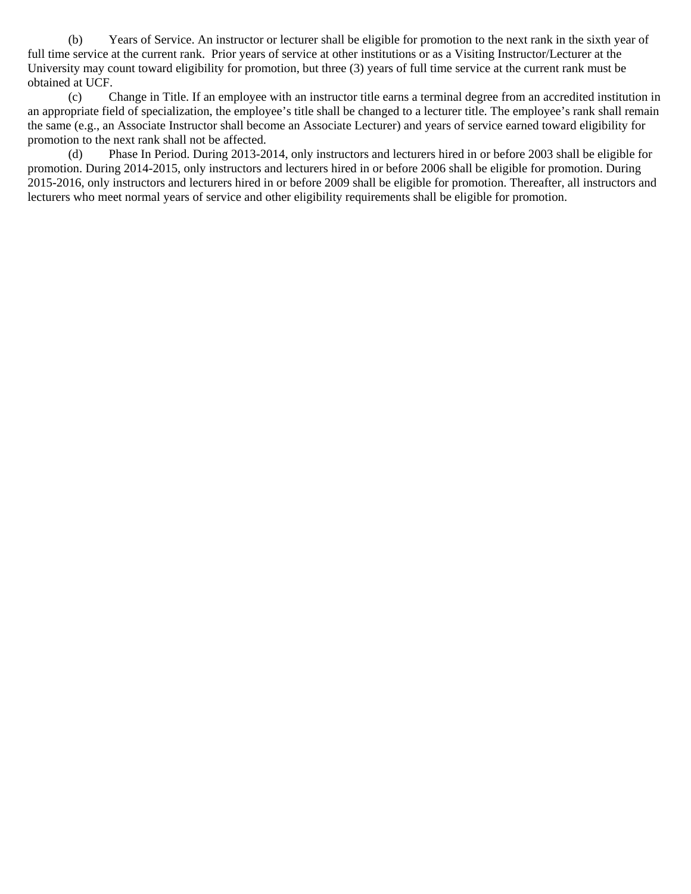(b) Years of Service. An instructor or lecturer shall be eligible for promotion to the next rank in the sixth year of full time service at the current rank. Prior years of service at other institutions or as a Visiting Instructor/Lecturer at the University may count toward eligibility for promotion, but three (3) years of full time service at the current rank must be obtained at UCF.

(c) Change in Title. If an employee with an instructor title earns a terminal degree from an accredited institution in an appropriate field of specialization, the employee's title shall be changed to a lecturer title. The employee's rank shall remain the same (e.g., an Associate Instructor shall become an Associate Lecturer) and years of service earned toward eligibility for promotion to the next rank shall not be affected.

(d) Phase In Period. During 2013-2014, only instructors and lecturers hired in or before 2003 shall be eligible for promotion. During 2014-2015, only instructors and lecturers hired in or before 2006 shall be eligible for promotion. During 2015-2016, only instructors and lecturers hired in or before 2009 shall be eligible for promotion. Thereafter, all instructors and lecturers who meet normal years of service and other eligibility requirements shall be eligible for promotion.